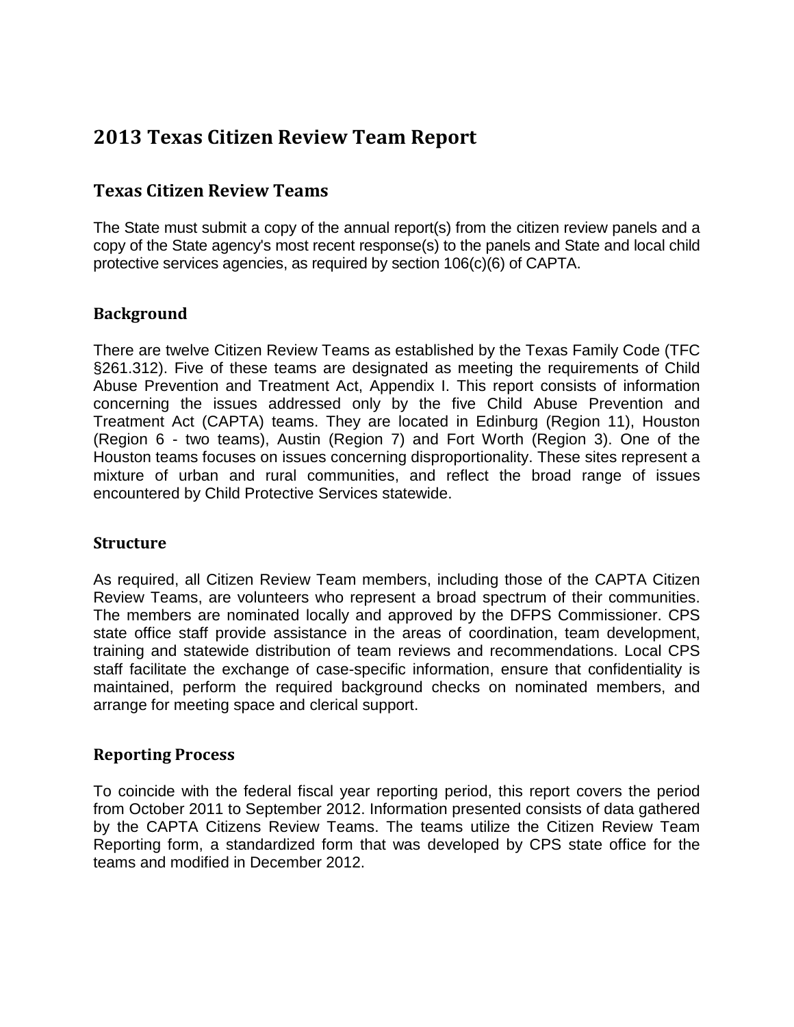# 2013 Texas Citizen Review Team Report

## Texas Citizen Review Teams

The State must submit a copy of the annual report(s) from the citizen review panels and a copy of the State agency's most recent response(s) to the panels and State and local child protective services agencies, as required by section 106(c)(6) of CAPTA.

### Background

There are twelve Citizen Review Teams as established by the Texas Family Code (TFC §261.312). Five of these teams are designated as meeting the requirements of Child Abuse Prevention and Treatment Act, Appendix I. This report consists of information concerning the issues addressed only by the five Child Abuse Prevention and Treatment Act (CAPTA) teams. They are located in Edinburg (Region 11), Houston (Region 6 - two teams), Austin (Region 7) and Fort Worth (Region 3). One of the Houston teams focuses on issues concerning disproportionality. These sites represent a mixture of urban and rural communities, and reflect the broad range of issues encountered by Child Protective Services statewide.

### Structure

As required, all Citizen Review Team members, including those of the CAPTA Citizen Review Teams, are volunteers who represent a broad spectrum of their communities. The members are nominated locally and approved by the DFPS Commissioner. CPS state office staff provide assistance in the areas of coordination, team development, training and statewide distribution of team reviews and recommendations. Local CPS staff facilitate the exchange of case-specific information, ensure that confidentiality is maintained, perform the required background checks on nominated members, and arrange for meeting space and clerical support.

### Reporting Process

To coincide with the federal fiscal year reporting period, this report covers the period from October 2011 to September 2012. Information presented consists of data gathered by the CAPTA Citizens Review Teams. The teams utilize the Citizen Review Team Reporting form, a standardized form that was developed by CPS state office for the teams and modified in December 2012.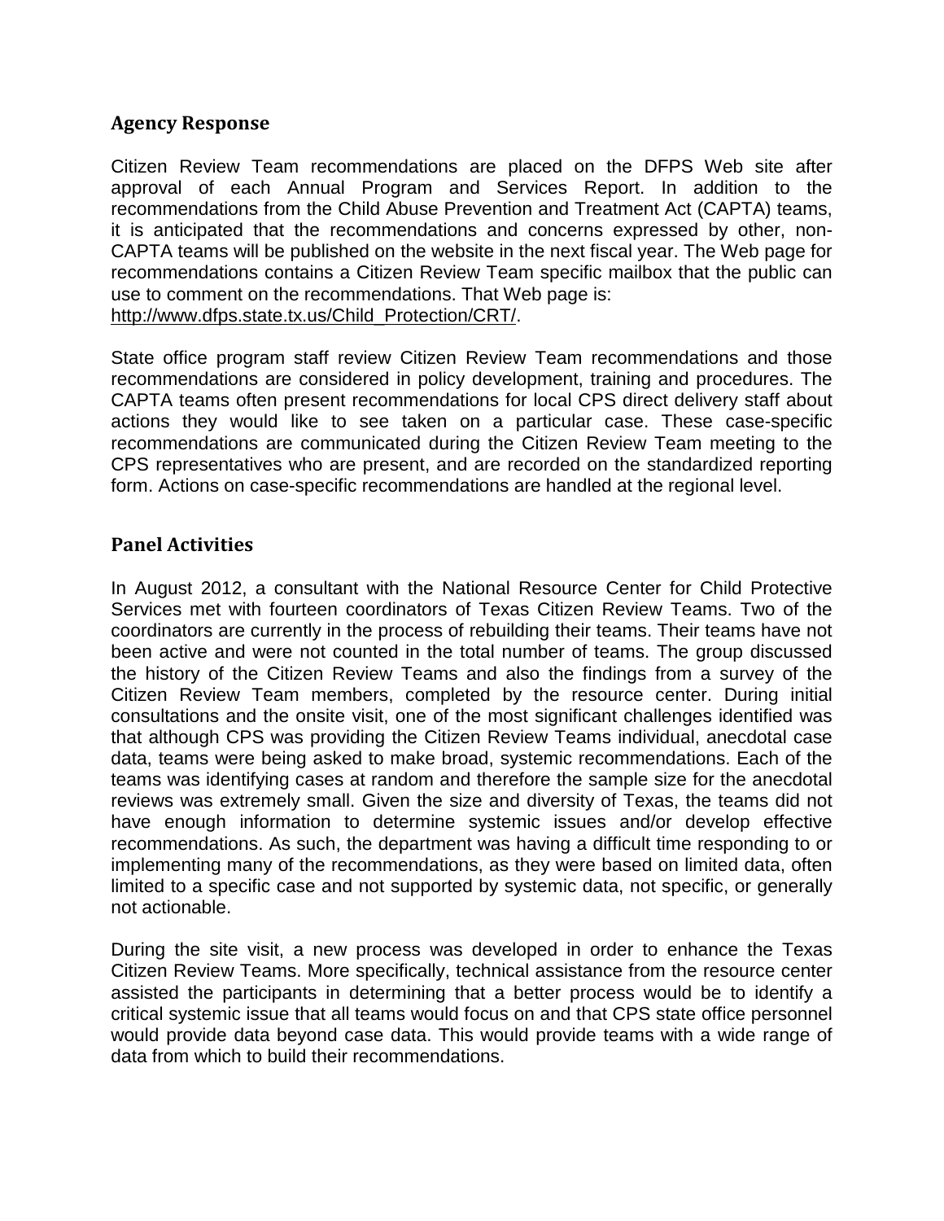## Agency Response

Citizen Review Team recommendations are placed on the DFPS Web site after approval of each Annual Program and Services Report. In addition to the recommendations from the Child Abuse Prevention and Treatment Act (CAPTA) teams, it is anticipated that the recommendations and concerns expressed by other, non-CAPTA teams will be published on the website in the next fiscal year. The Web page for recommendations contains a Citizen Review Team specific mailbox that the public can use to comment on the recommendations. That Web page is: http://www.dfps.state.tx.us/Child_Protection/CRT/.

State office program staff review Citizen Review Team recommendations and those recommendations are considered in policy development, training and procedures. The CAPTA teams often present recommendations for local CPS direct delivery staff about actions they would like to see taken on a particular case. These case-specific recommendations are communicated during the Citizen Review Team meeting to the CPS representatives who are present, and are recorded on the standardized reporting form. Actions on case-specific recommendations are handled at the regional level.

## Panel Activities

In August 2012, a consultant with the National Resource Center for Child Protective Services met with fourteen coordinators of Texas Citizen Review Teams. Two of the coordinators are currently in the process of rebuilding their teams. Their teams have not been active and were not counted in the total number of teams. The group discussed the history of the Citizen Review Teams and also the findings from a survey of the Citizen Review Team members, completed by the resource center. During initial consultations and the onsite visit, one of the most significant challenges identified was that although CPS was providing the Citizen Review Teams individual, anecdotal case data, teams were being asked to make broad, systemic recommendations. Each of the teams was identifying cases at random and therefore the sample size for the anecdotal reviews was extremely small. Given the size and diversity of Texas, the teams did not have enough information to determine systemic issues and/or develop effective recommendations. As such, the department was having a difficult time responding to or implementing many of the recommendations, as they were based on limited data, often limited to a specific case and not supported by systemic data, not specific, or generally not actionable.

During the site visit, a new process was developed in order to enhance the Texas Citizen Review Teams. More specifically, technical assistance from the resource center assisted the participants in determining that a better process would be to identify a critical systemic issue that all teams would focus on and that CPS state office personnel would provide data beyond case data. This would provide teams with a wide range of data from which to build their recommendations.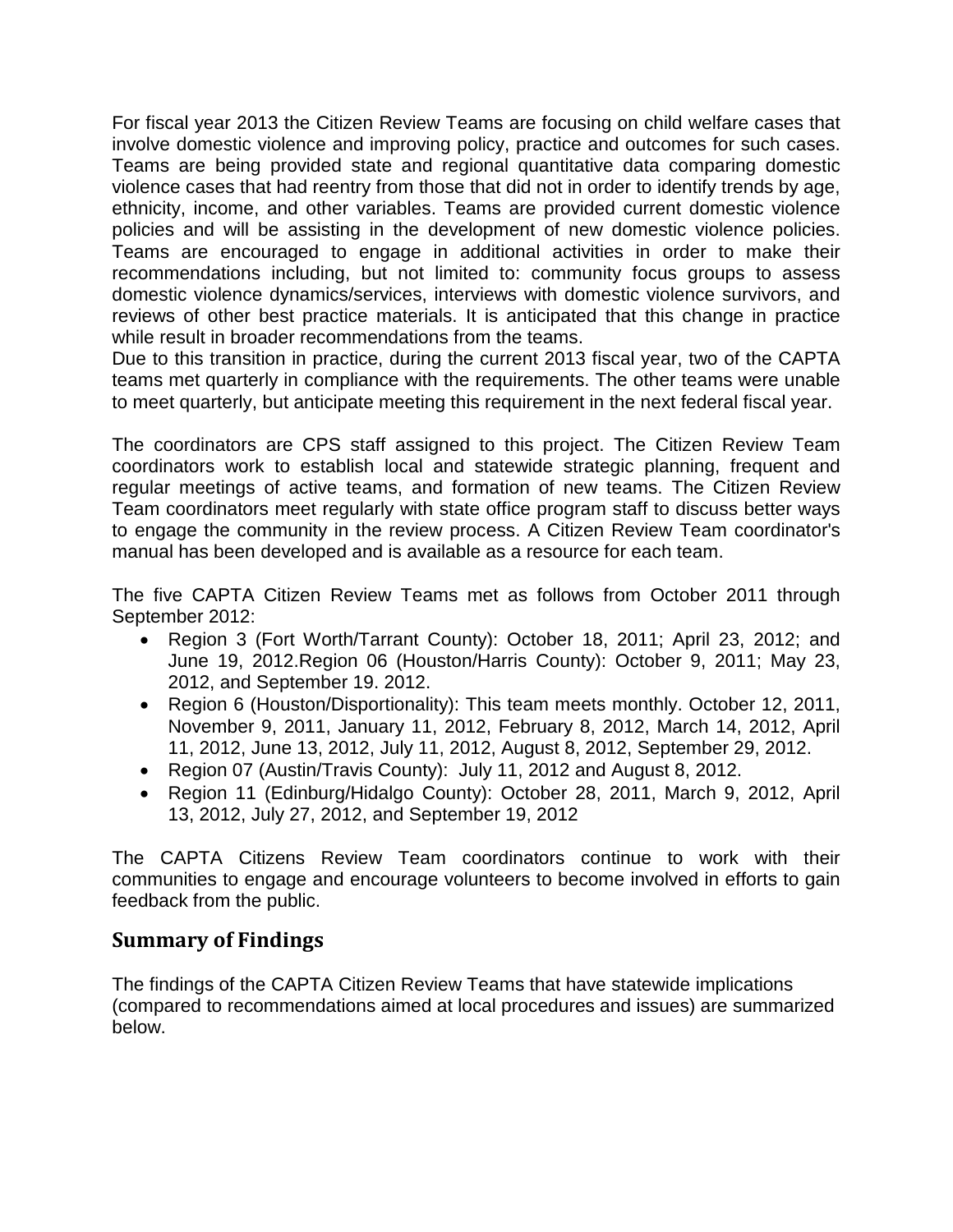For fiscal year 2013 the Citizen Review Teams are focusing on child welfare cases that involve domestic violence and improving policy, practice and outcomes for such cases. Teams are being provided state and regional quantitative data comparing domestic violence cases that had reentry from those that did not in order to identify trends by age, ethnicity, income, and other variables. Teams are provided current domestic violence policies and will be assisting in the development of new domestic violence policies. Teams are encouraged to engage in additional activities in order to make their recommendations including, but not limited to: community focus groups to assess domestic violence dynamics/services, interviews with domestic violence survivors, and reviews of other best practice materials. It is anticipated that this change in practice while result in broader recommendations from the teams.
Due to this transition in practice, during the current 2013 fiscal year, two of the CAPTA teams met quarterly in compliance with the requirements. The other teams were unable to meet quarterly, but anticipate meeting this requirement in the next federal fiscal year.

The coordinators are CPS staff assigned to this project. The Citizen Review Team coordinators work to establish local and statewide strategic planning, frequent and regular meetings of active teams, and formation of new teams. The Citizen Review Team coordinators meet regularly with state office program staff to discuss better ways to engage the community in the review process. A Citizen Review Team coordinator's manual has been developed and is available as a resource for each team.

The five CAPTA Citizen Review Teams met as follows from October 2011 through September 2012:

- Region 3 (Fort Worth/Tarrant County): October 18, 2011; April 23, 2012; and June 19, 2012.Region 06 (Houston/Harris County): October 9, 2011; May 23, 2012, and September 19. 2012.
- Region 6 (Houston/Disportionality): This team meets monthly. October 12, 2011, November 9, 2011, January 11, 2012, February 8, 2012, March 14, 2012, April 11, 2012, June 13, 2012, July 11, 2012, August 8, 2012, September 29, 2012.
- Region 07 (Austin/Travis County): July 11, 2012 and August 8, 2012.
- Region 11 (Edinburg/Hidalgo County): October 28, 2011, March 9, 2012, April 13, 2012, July 27, 2012, and September 19, 2012

The CAPTA Citizens Review Team coordinators continue to work with their communities to engage and encourage volunteers to become involved in efforts to gain feedback from the public.

## Summary of Findings

The findings of the CAPTA Citizen Review Teams that have statewide implications (compared to recommendations aimed at local procedures and issues) are summarized below.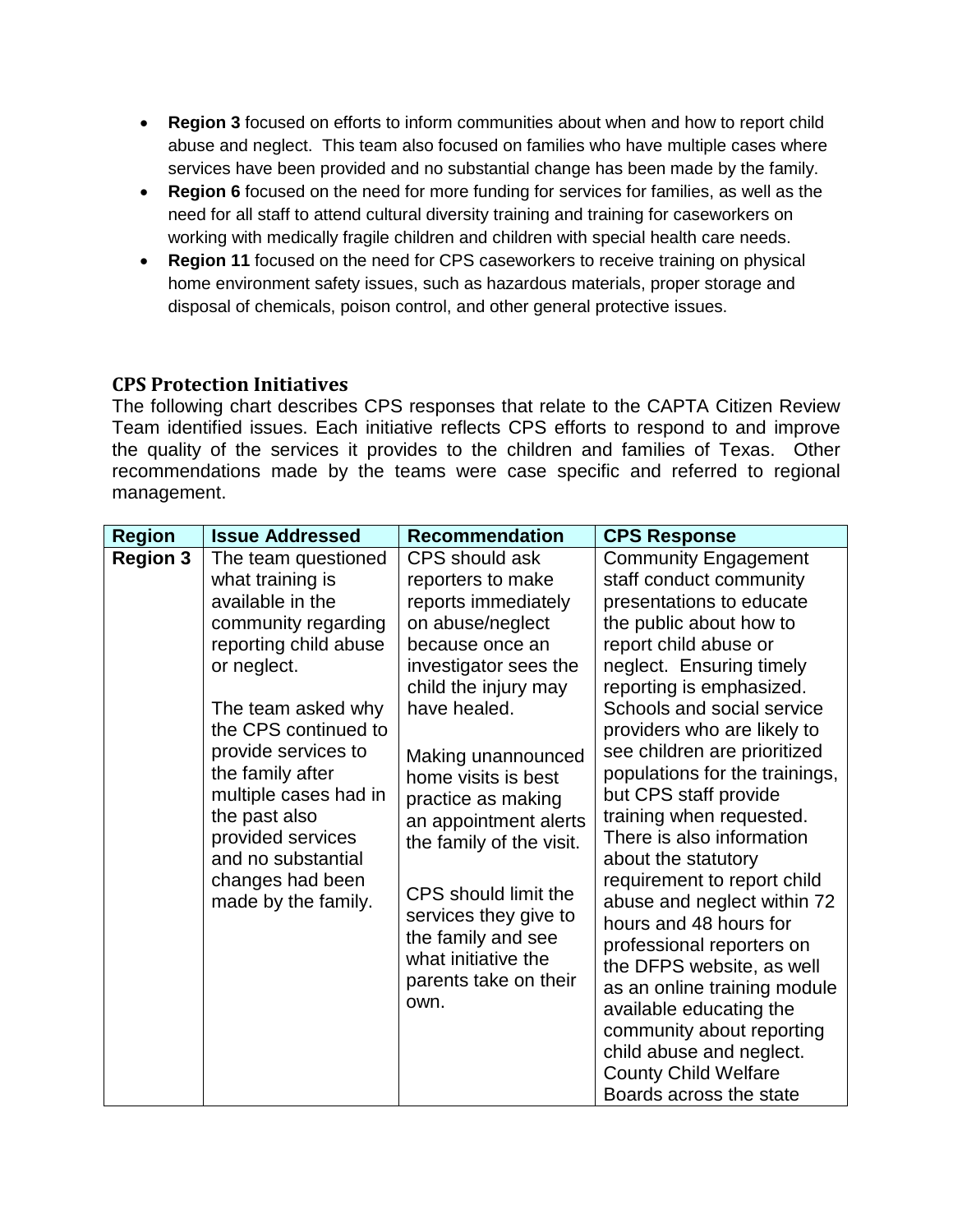- **Region 3** focused on efforts to inform communities about when and how to report child abuse and neglect. This team also focused on families who have multiple cases where services have been provided and no substantial change has been made by the family.
- **Region 6** focused on the need for more funding for services for families, as well as the need for all staff to attend cultural diversity training and training for caseworkers on working with medically fragile children and children with special health care needs.
- **Region 11** focused on the need for CPS caseworkers to receive training on physical home environment safety issues, such as hazardous materials, proper storage and disposal of chemicals, poison control, and other general protective issues.

### CPS Protection Initiatives

The following chart describes CPS responses that relate to the CAPTA Citizen Review Team identified issues. Each initiative reflects CPS efforts to respond to and improve the quality of the services it provides to the children and families of Texas. Other recommendations made by the teams were case specific and referred to regional management.

| Region | Issue Addressed | Recommendation | CPS Response |
|---|---|---|---|
| **Region 3** | The team questioned what training is available in the community regarding reporting child abuse or neglect.<br><br>The team asked why the CPS continued to provide services to the family after multiple cases had in the past also provided services and no substantial changes had been made by the family. | CPS should ask reporters to make reports immediately on abuse/neglect because once an investigator sees the child the injury may have healed.<br><br>Making unannounced home visits is best practice as making an appointment alerts the family of the visit.<br><br>CPS should limit the services they give to the family and see what initiative the parents take on their own. | Community Engagement staff conduct community presentations to educate the public about how to report child abuse or neglect. Ensuring timely reporting is emphasized. Schools and social service providers who are likely to see children are prioritized populations for the trainings, but CPS staff provide training when requested. There is also information about the statutory requirement to report child abuse and neglect within 72 hours and 48 hours for professional reporters on the DFPS website, as well as an online training module available educating the community about reporting child abuse and neglect. County Child Welfare Boards across the state |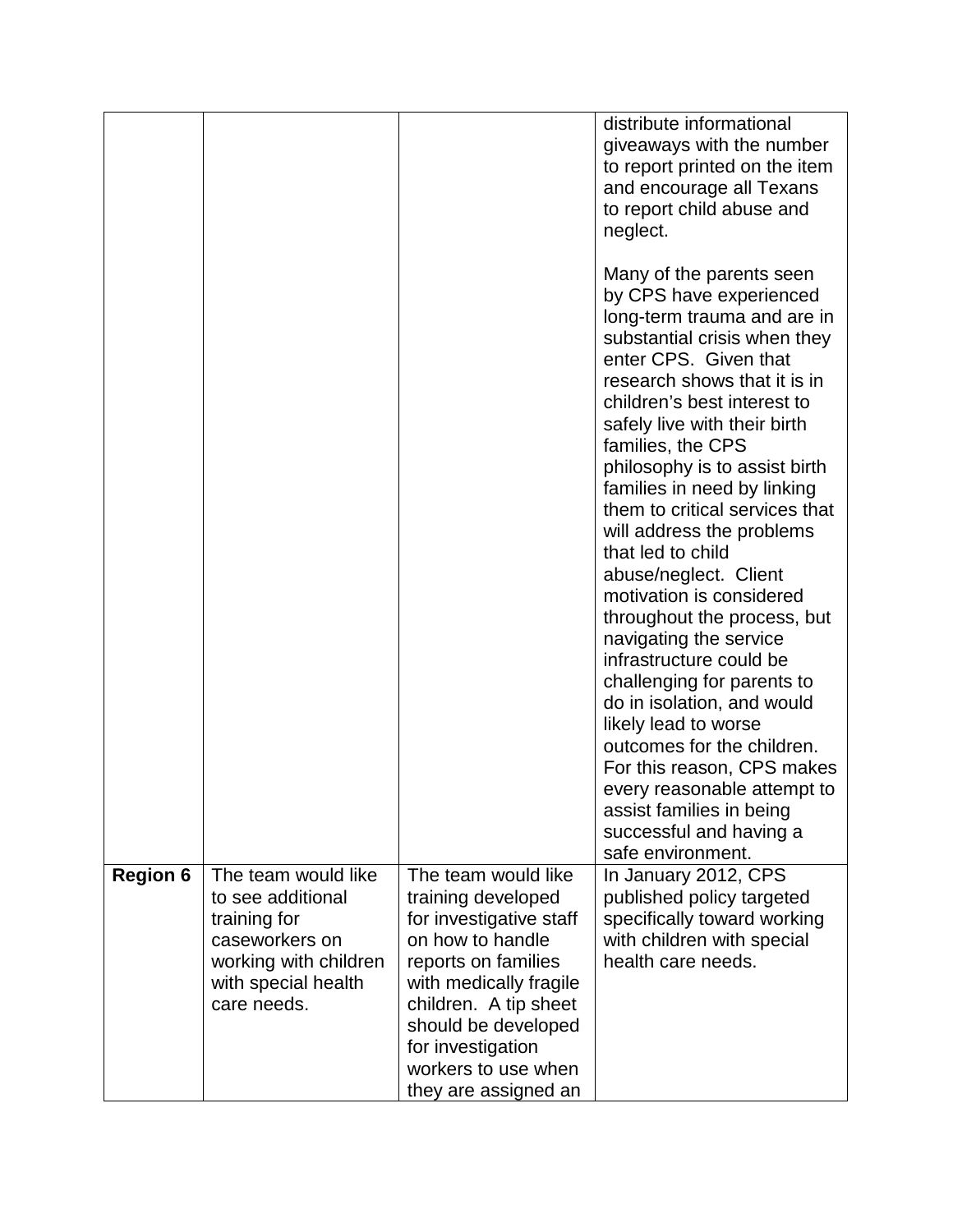| | | | |
|---|---|---|---|
| | | | distribute informational giveaways with the number to report printed on the item and encourage all Texans to report child abuse and neglect.<br><br>Many of the parents seen by CPS have experienced long-term trauma and are in substantial crisis when they enter CPS. Given that research shows that it is in children's best interest to safely live with their birth families, the CPS philosophy is to assist birth families in need by linking them to critical services that will address the problems that led to child abuse/neglect. Client motivation is considered throughout the process, but navigating the service infrastructure could be challenging for parents to do in isolation, and would likely lead to worse outcomes for the children. For this reason, CPS makes every reasonable attempt to assist families in being successful and having a safe environment. |
| **Region 6** | The team would like to see additional training for caseworkers on working with children with special health care needs. | The team would like training developed for investigative staff on how to handle reports on families with medically fragile children. A tip sheet should be developed for investigation workers to use when they are assigned an | In January 2012, CPS published policy targeted specifically toward working with children with special health care needs. |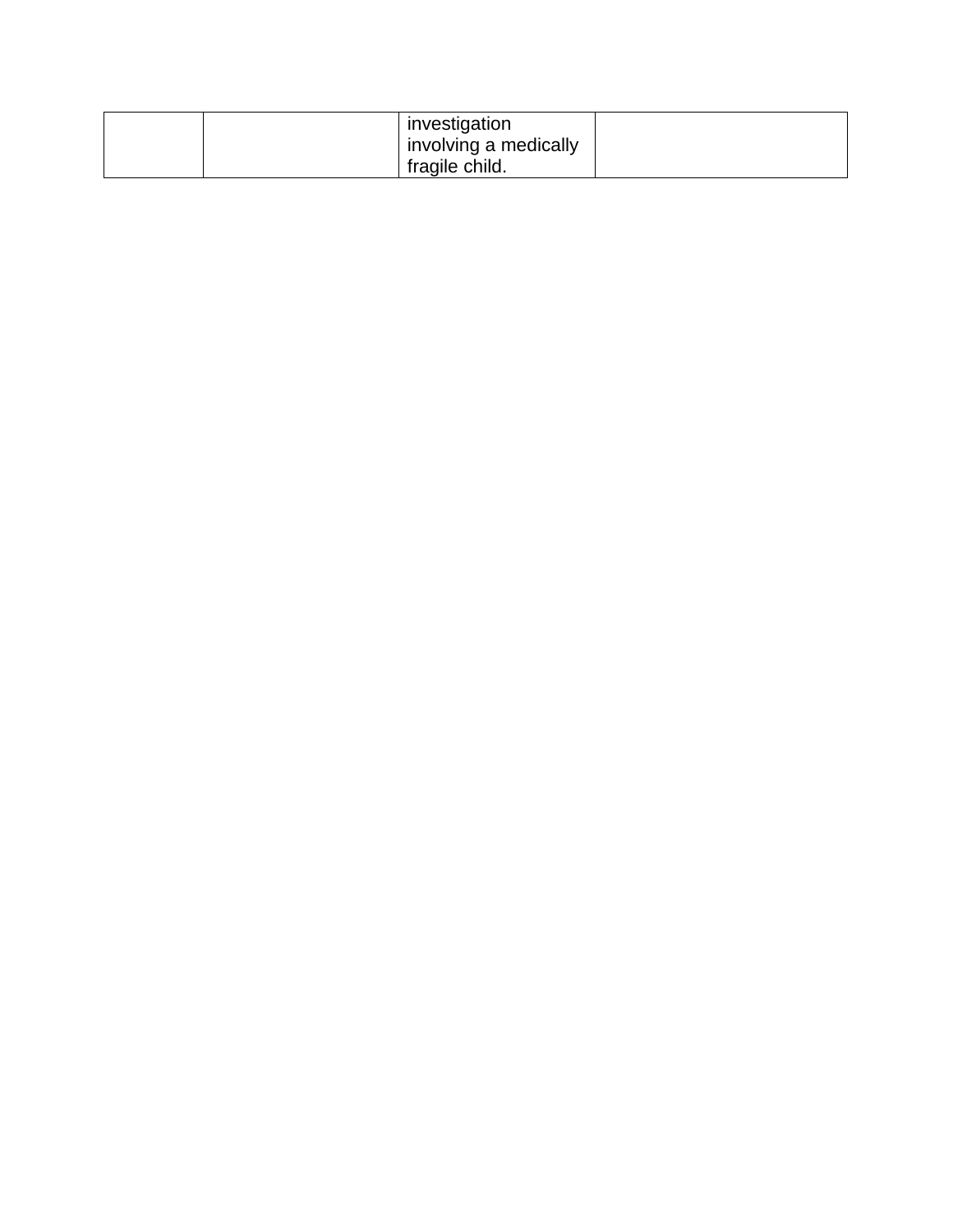| | | | |
|---|---|---|---|
| | | investigation involving a medically fragile child. | |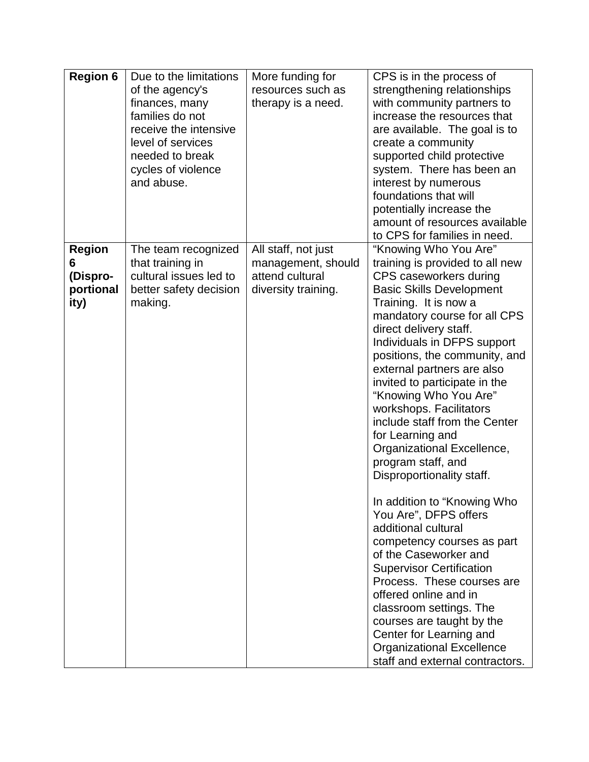| **Region 6** | Due to the limitations of the agency's finances, many families do not receive the intensive level of services needed to break cycles of violence and abuse. | More funding for resources such as therapy is a need. | CPS is in the process of strengthening relationships with community partners to increase the resources that are available. The goal is to create a community supported child protective system. There has been an interest by numerous foundations that will potentially increase the amount of resources available to CPS for families in need. |
|---|---|---|---|
| **Region 6 (Dispro-portionality)** | The team recognized that training in cultural issues led to better safety decision making. | All staff, not just management, should attend cultural diversity training. | "Knowing Who You Are" training is provided to all new CPS caseworkers during Basic Skills Development Training. It is now a mandatory course for all CPS direct delivery staff. Individuals in DFPS support positions, the community, and external partners are also invited to participate in the "Knowing Who You Are" workshops. Facilitators include staff from the Center for Learning and Organizational Excellence, program staff, and Disproportionality staff.<br><br>In addition to "Knowing Who You Are", DFPS offers additional cultural competency courses as part of the Caseworker and Supervisor Certification Process. These courses are offered online and in classroom settings. The courses are taught by the Center for Learning and Organizational Excellence staff and external contractors. |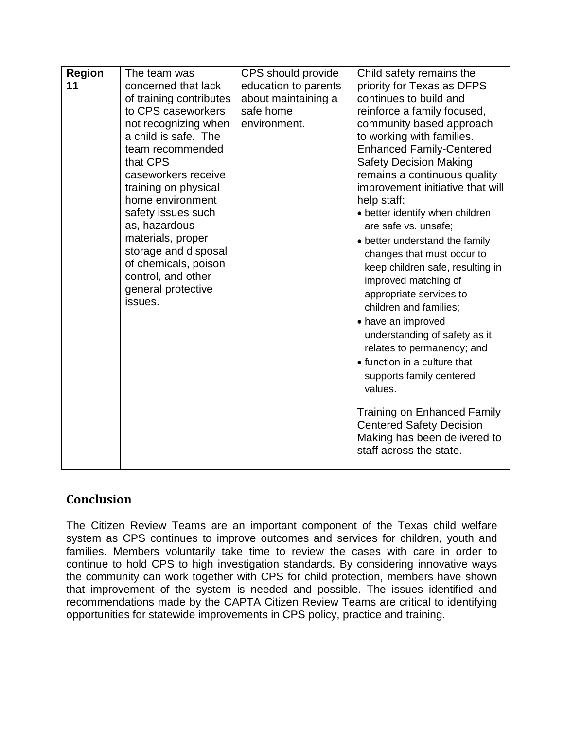| | | | |
|---|---|---|---|
| **Region 11** | The team was concerned that lack of training contributes to CPS caseworkers not recognizing when a child is safe. The team recommended that CPS caseworkers receive training on physical home environment safety issues such as, hazardous materials, proper storage and disposal of chemicals, poison control, and other general protective issues. | CPS should provide education to parents about maintaining a safe home environment. | Child safety remains the priority for Texas as DFPS continues to build and reinforce a family focused, community based approach to working with families. Enhanced Family-Centered Safety Decision Making remains a continuous quality improvement initiative that will help staff:<br>• better identify when children are safe vs. unsafe;<br>• better understand the family changes that must occur to keep children safe, resulting in improved matching of appropriate services to children and families;<br>• have an improved understanding of safety as it relates to permanency; and<br>• function in a culture that supports family centered values.<br><br>Training on Enhanced Family Centered Safety Decision Making has been delivered to staff across the state. |

## Conclusion

The Citizen Review Teams are an important component of the Texas child welfare system as CPS continues to improve outcomes and services for children, youth and families. Members voluntarily take time to review the cases with care in order to continue to hold CPS to high investigation standards. By considering innovative ways the community can work together with CPS for child protection, members have shown that improvement of the system is needed and possible. The issues identified and recommendations made by the CAPTA Citizen Review Teams are critical to identifying opportunities for statewide improvements in CPS policy, practice and training.